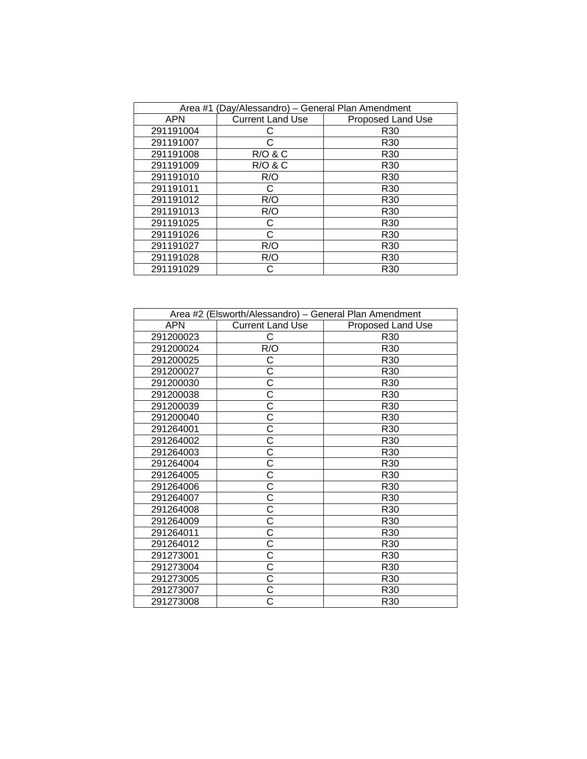| Area #1 (Day/Alessandro) – General Plan Amendment | | |
|---|---|---|
| APN | Current Land Use | Proposed Land Use |
| 291191004 | C | R30 |
| 291191007 | C | R30 |
| 291191008 | R/O & C | R30 |
| 291191009 | R/O & C | R30 |
| 291191010 | R/O | R30 |
| 291191011 | C | R30 |
| 291191012 | R/O | R30 |
| 291191013 | R/O | R30 |
| 291191025 | C | R30 |
| 291191026 | C | R30 |
| 291191027 | R/O | R30 |
| 291191028 | R/O | R30 |
| 291191029 | C | R30 |

| Area #2 (Elsworth/Alessandro) – General Plan Amendment | | |
|---|---|---|
| APN | Current Land Use | Proposed Land Use |
| 291200023 | C | R30 |
| 291200024 | R/O | R30 |
| 291200025 | C | R30 |
| 291200027 | C | R30 |
| 291200030 | C | R30 |
| 291200038 | C | R30 |
| 291200039 | C | R30 |
| 291200040 | C | R30 |
| 291264001 | C | R30 |
| 291264002 | C | R30 |
| 291264003 | C | R30 |
| 291264004 | C | R30 |
| 291264005 | C | R30 |
| 291264006 | C | R30 |
| 291264007 | C | R30 |
| 291264008 | C | R30 |
| 291264009 | C | R30 |
| 291264011 | C | R30 |
| 291264012 | C | R30 |
| 291273001 | C | R30 |
| 291273004 | C | R30 |
| 291273005 | C | R30 |
| 291273007 | C | R30 |
| 291273008 | C | R30 |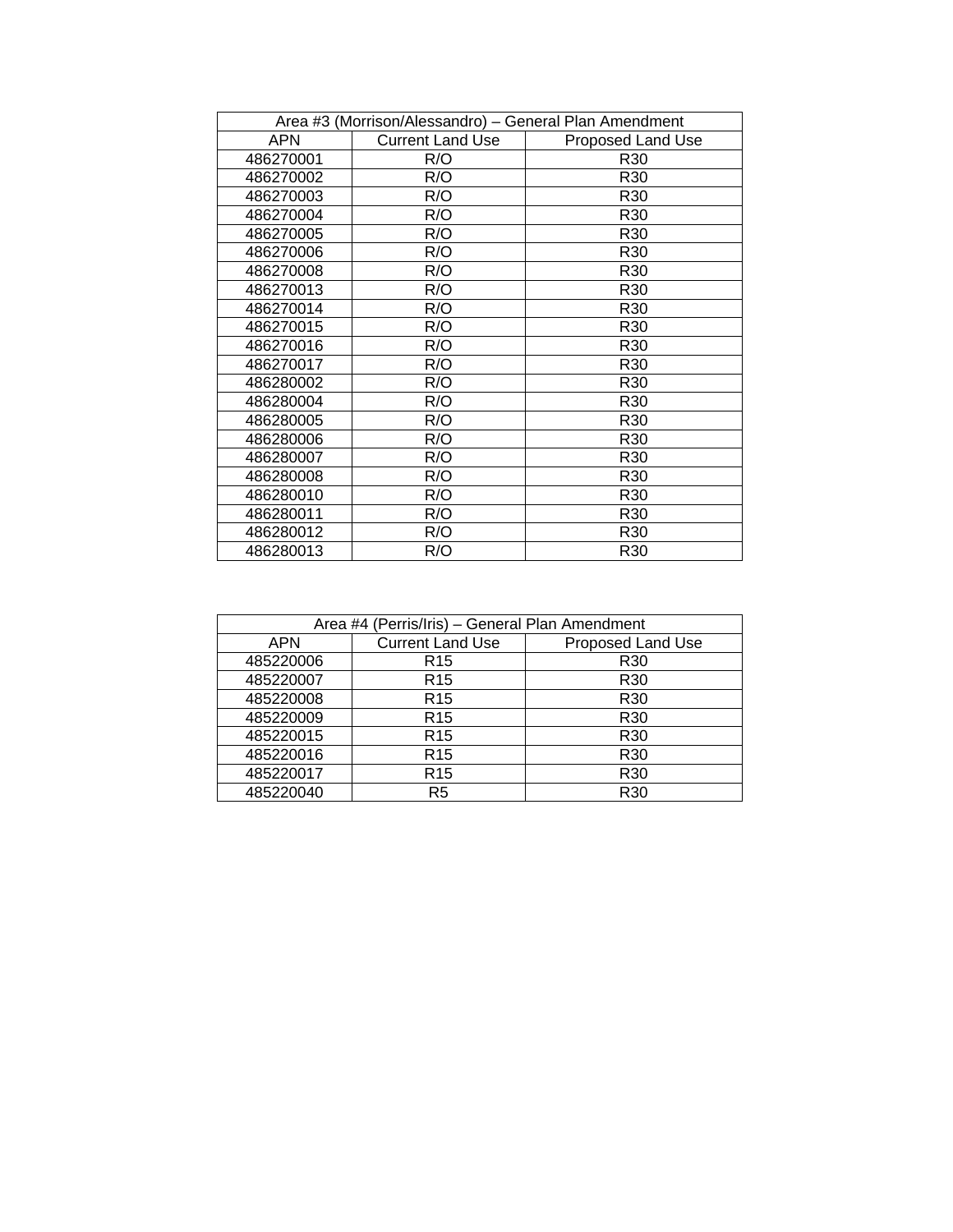| Area #3 (Morrison/Alessandro) – General Plan Amendment | | |
| --- | --- | --- |
| APN | Current Land Use | Proposed Land Use |
| 486270001 | R/O | R30 |
| 486270002 | R/O | R30 |
| 486270003 | R/O | R30 |
| 486270004 | R/O | R30 |
| 486270005 | R/O | R30 |
| 486270006 | R/O | R30 |
| 486270008 | R/O | R30 |
| 486270013 | R/O | R30 |
| 486270014 | R/O | R30 |
| 486270015 | R/O | R30 |
| 486270016 | R/O | R30 |
| 486270017 | R/O | R30 |
| 486280002 | R/O | R30 |
| 486280004 | R/O | R30 |
| 486280005 | R/O | R30 |
| 486280006 | R/O | R30 |
| 486280007 | R/O | R30 |
| 486280008 | R/O | R30 |
| 486280010 | R/O | R30 |
| 486280011 | R/O | R30 |
| 486280012 | R/O | R30 |
| 486280013 | R/O | R30 |

| Area #4 (Perris/Iris) – General Plan Amendment | | |
| --- | --- | --- |
| APN | Current Land Use | Proposed Land Use |
| 485220006 | R15 | R30 |
| 485220007 | R15 | R30 |
| 485220008 | R15 | R30 |
| 485220009 | R15 | R30 |
| 485220015 | R15 | R30 |
| 485220016 | R15 | R30 |
| 485220017 | R15 | R30 |
| 485220040 | R5 | R30 |